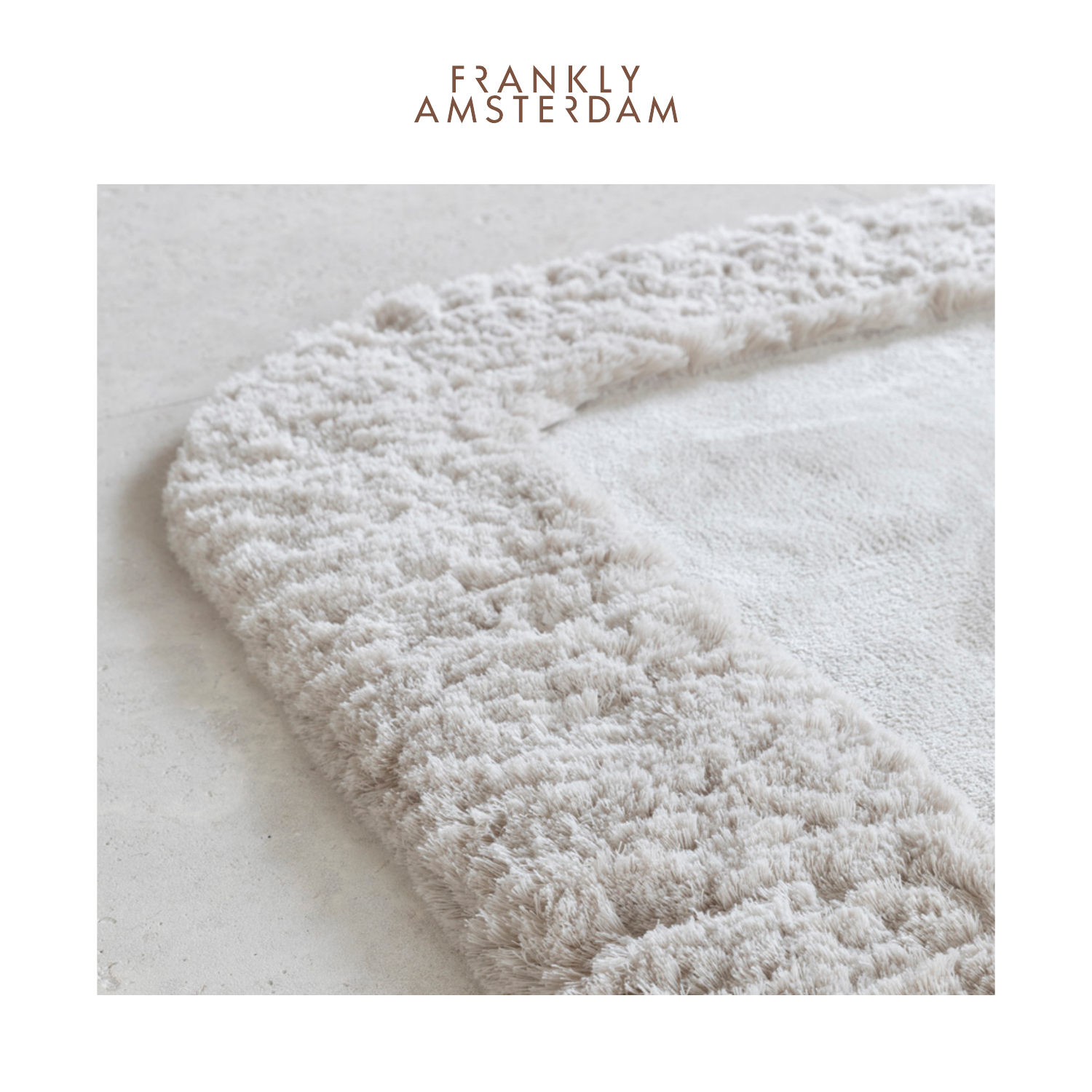FRANKLY
AMSTERDAM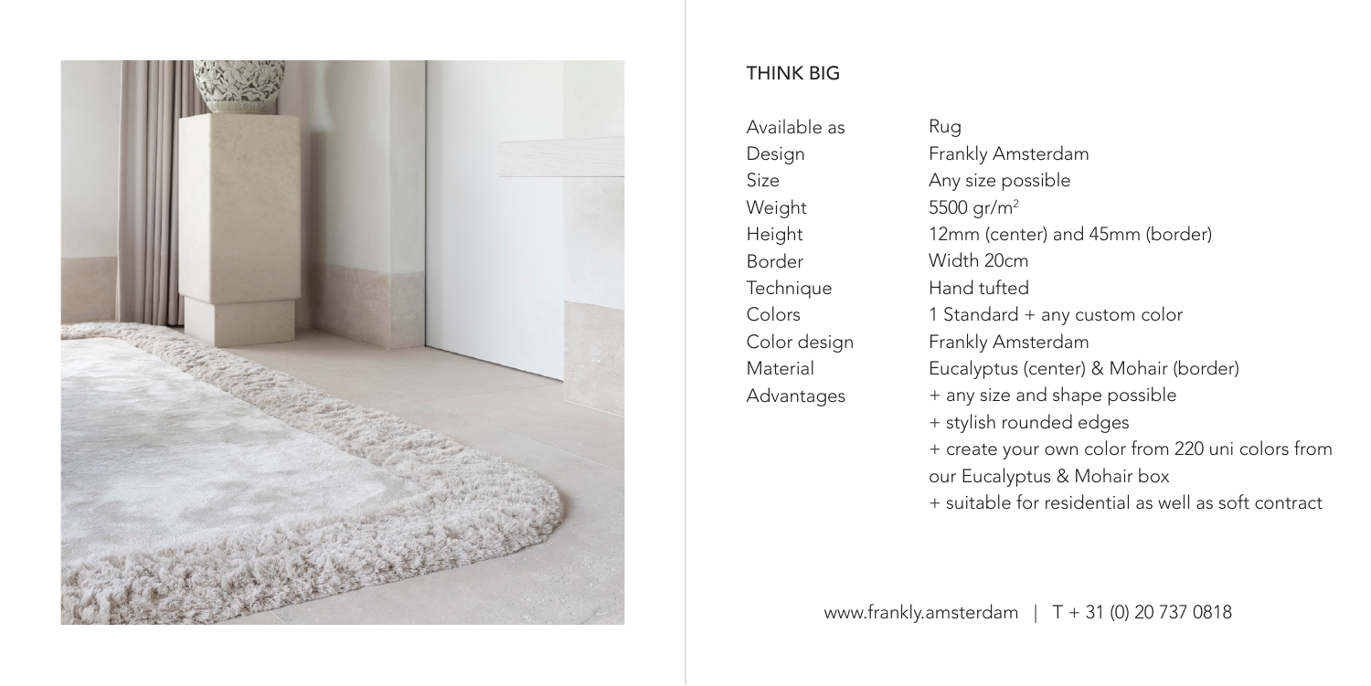## THINK BIG

| | |
|---|---|
| Available as | Rug |
| Design | Frankly Amsterdam |
| Size | Any size possible |
| Weight | 5500 $gr/m^2$ |
| Height | 12mm (center) and 45mm (border) |
| Border | Width 20cm |
| Technique | Hand tufted |
| Colors | 1 Standard + any custom color |
| Color design | Frankly Amsterdam |
| Material | Eucalyptus (center) & Mohair (border) |
| Advantages | + any size and shape possible<br>+ stylish rounded edges<br>+ create your own color from 220 uni colors from our Eucalyptus & Mohair box<br>+ suitable for residential as well as soft contract |

www.frankly.amsterdam | T + 31 (0) 20 737 0818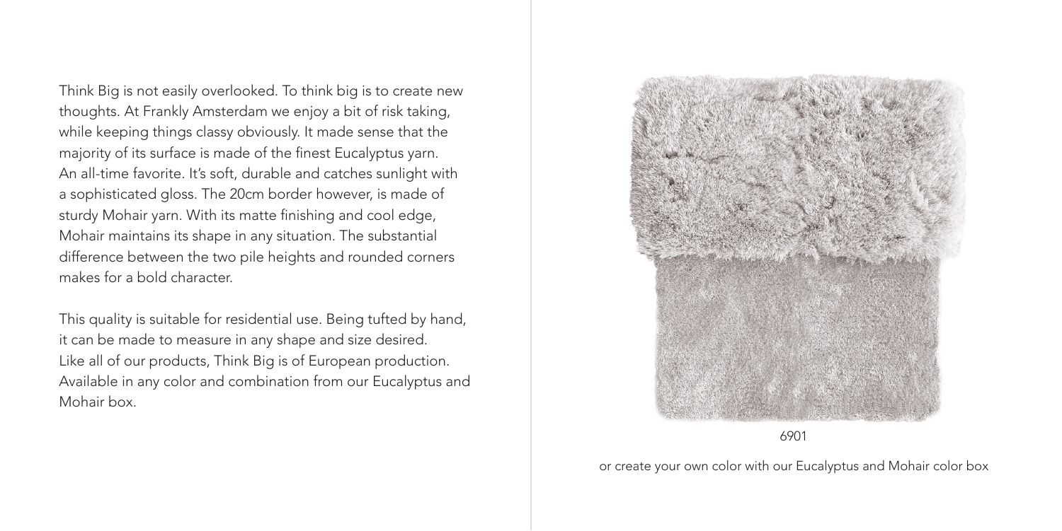Think Big is not easily overlooked. To think big is to create new thoughts. At Frankly Amsterdam we enjoy a bit of risk taking, while keeping things classy obviously. It made sense that the majority of its surface is made of the finest Eucalyptus yarn. An all-time favorite. It's soft, durable and catches sunlight with a sophisticated gloss. The 20cm border however, is made of sturdy Mohair yarn. With its matte finishing and cool edge, Mohair maintains its shape in any situation. The substantial difference between the two pile heights and rounded corners makes for a bold character.

This quality is suitable for residential use. Being tufted by hand, it can be made to measure in any shape and size desired. Like all of our products, Think Big is of European production. Available in any color and combination from our Eucalyptus and Mohair box.

6901

or create your own color with our Eucalyptus and Mohair color box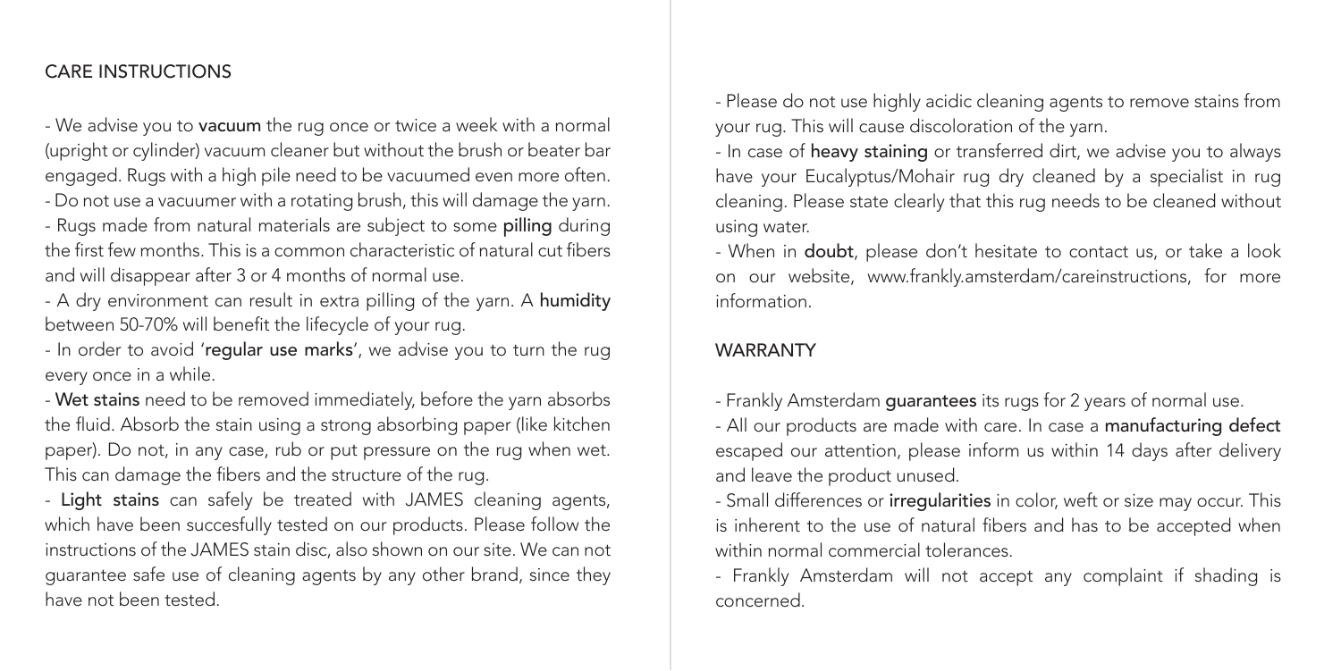## CARE INSTRUCTIONS

- We advise you to **vacuum** the rug once or twice a week with a normal (upright or cylinder) vacuum cleaner but without the brush or beater bar engaged. Rugs with a high pile need to be vacuumed even more often.
- Do not use a vacuumer with a rotating brush, this will damage the yarn.
- Rugs made from natural materials are subject to some **pilling** during the first few months. This is a common characteristic of natural cut fibers and will disappear after 3 or 4 months of normal use.
- A dry environment can result in extra pilling of the yarn. A **humidity** between 50-70% will benefit the lifecycle of your rug.
- In order to avoid '**regular use marks**', we advise you to turn the rug every once in a while.
- **Wet stains** need to be removed immediately, before the yarn absorbs the fluid. Absorb the stain using a strong absorbing paper (like kitchen paper). Do not, in any case, rub or put pressure on the rug when wet. This can damage the fibers and the structure of the rug.
- **Light stains** can safely be treated with JAMES cleaning agents, which have been succesfully tested on our products. Please follow the instructions of the JAMES stain disc, also shown on our site. We can not guarantee safe use of cleaning agents by any other brand, since they have not been tested.
- Please do not use highly acidic cleaning agents to remove stains from your rug. This will cause discoloration of the yarn.
- In case of **heavy staining** or transferred dirt, we advise you to always have your Eucalyptus/Mohair rug dry cleaned by a specialist in rug cleaning. Please state clearly that this rug needs to be cleaned without using water.
- When in **doubt**, please don't hesitate to contact us, or take a look on our website, www.frankly.amsterdam/careinstructions, for more information.

## WARRANTY

- Frankly Amsterdam **guarantees** its rugs for 2 years of normal use.
- All our products are made with care. In case a **manufacturing defect** escaped our attention, please inform us within 14 days after delivery and leave the product unused.
- Small differences or **irregularities** in color, weft or size may occur. This is inherent to the use of natural fibers and has to be accepted when within normal commercial tolerances.
- Frankly Amsterdam will not accept any complaint if shading is concerned.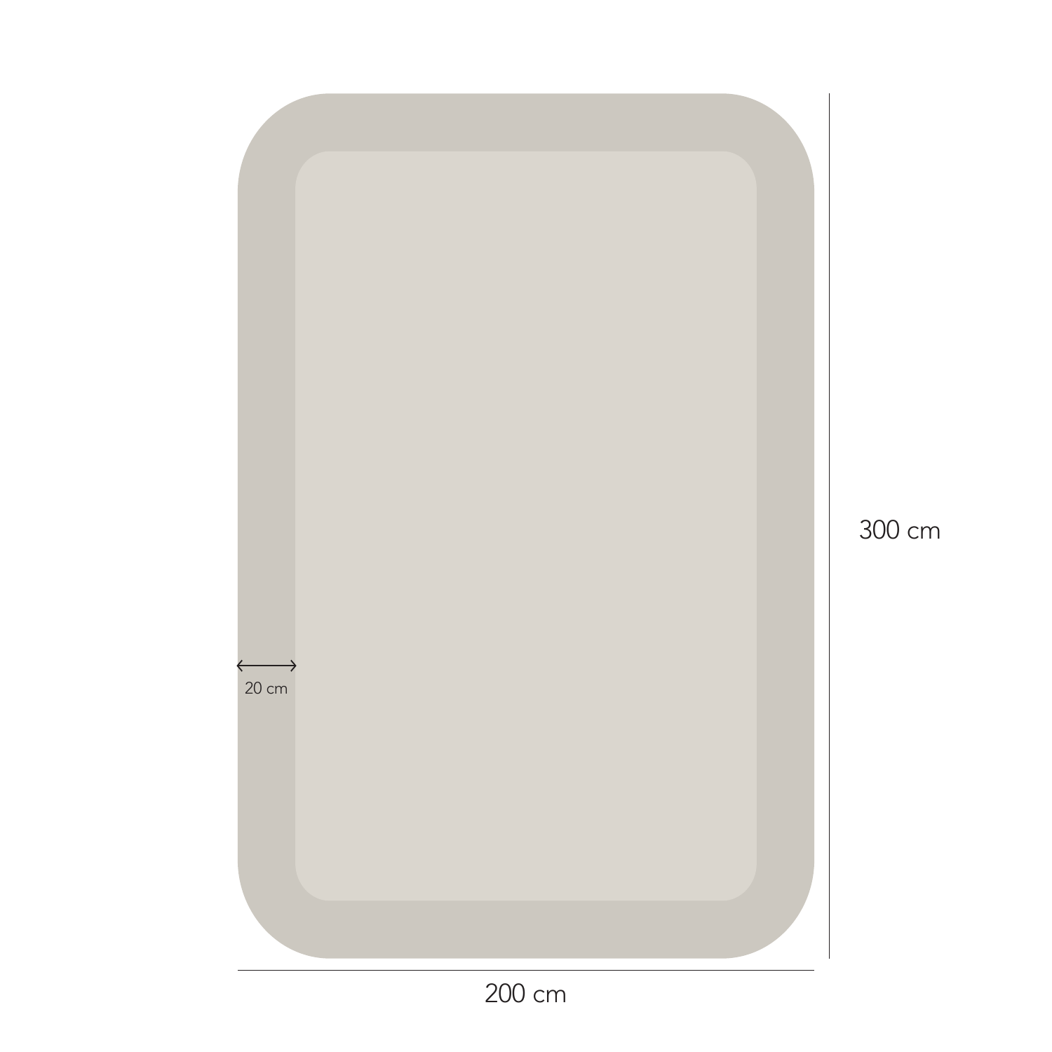300 cm

20 cm

200 cm